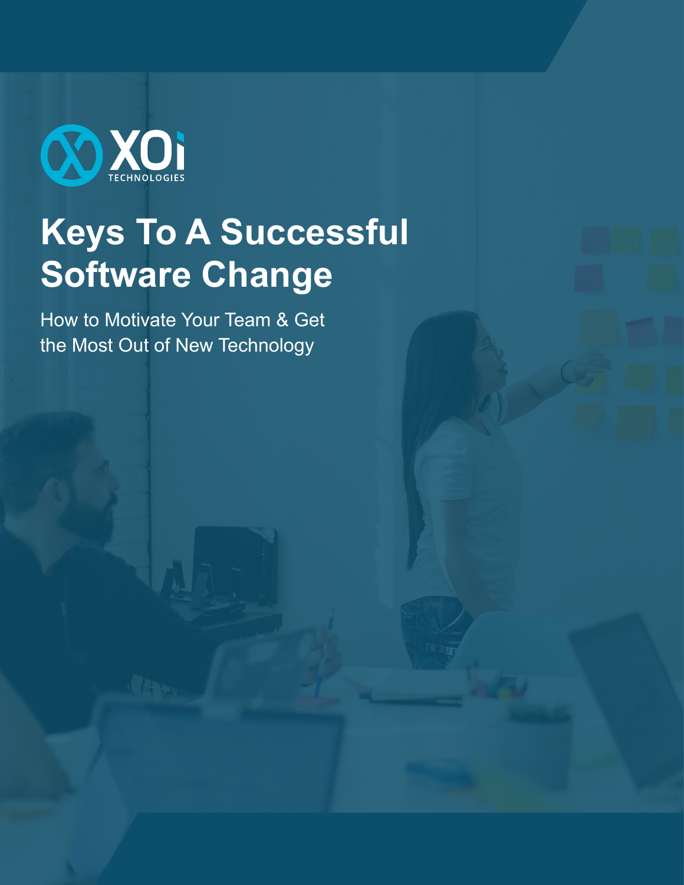XOi TECHNOLOGIES

# Keys To A Successful Software Change

How to Motivate Your Team & Get the Most Out of New Technology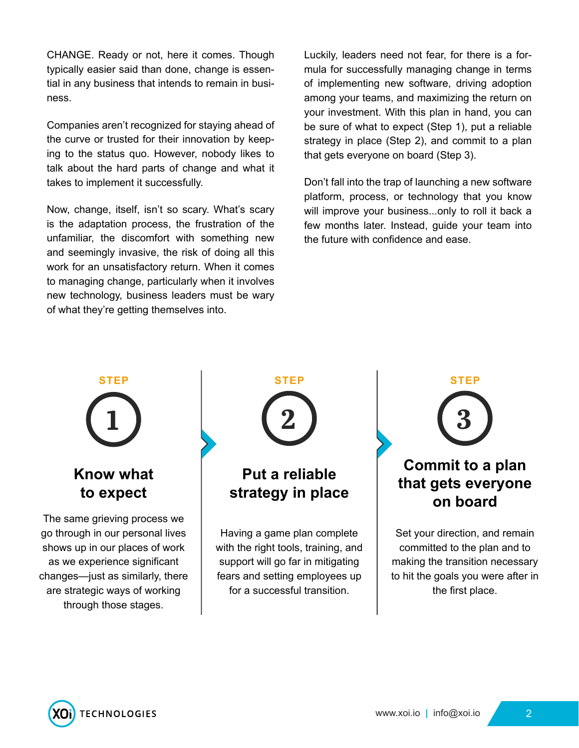CHANGE. Ready or not, here it comes. Though typically easier said than done, change is essential in any business that intends to remain in business.

Companies aren't recognized for staying ahead of the curve or trusted for their innovation by keeping to the status quo. However, nobody likes to talk about the hard parts of change and what it takes to implement it successfully.

Now, change, itself, isn't so scary. What's scary is the adaptation process, the frustration of the unfamiliar, the discomfort with something new and seemingly invasive, the risk of doing all this work for an unsatisfactory return. When it comes to managing change, particularly when it involves new technology, business leaders must be wary of what they're getting themselves into.

Luckily, leaders need not fear, for there is a formula for successfully managing change in terms of implementing new software, driving adoption among your teams, and maximizing the return on your investment. With this plan in hand, you can be sure of what to expect (Step 1), put a reliable strategy in place (Step 2), and commit to a plan that gets everyone on board (Step 3).

Don't fall into the trap of launching a new software platform, process, or technology that you know will improve your business...only to roll it back a few months later. Instead, guide your team into the future with confidence and ease.

**STEP 1**

### Know what to expect

The same grieving process we go through in our personal lives shows up in our places of work as we experience significant changes—just as similarly, there are strategic ways of working through those stages.

**STEP 2**

### Put a reliable strategy in place

Having a game plan complete with the right tools, training, and support will go far in mitigating fears and setting employees up for a successful transition.

**STEP 3**

### Commit to a plan that gets everyone on board

Set your direction, and remain committed to the plan and to making the transition necessary to hit the goals you were after in the first place.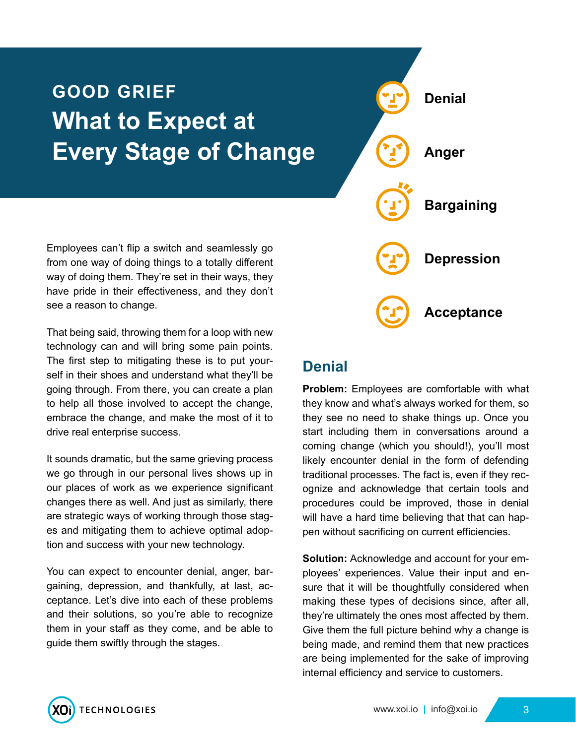# GOOD GRIEF

## What to Expect at Every Stage of Change

- Denial
- Anger
- Bargaining
- Depression
- Acceptance

Employees can't flip a switch and seamlessly go from one way of doing things to a totally different way of doing them. They're set in their ways, they have pride in their effectiveness, and they don't see a reason to change.

That being said, throwing them for a loop with new technology can and will bring some pain points. The first step to mitigating these is to put yourself in their shoes and understand what they'll be going through. From there, you can create a plan to help all those involved to accept the change, embrace the change, and make the most of it to drive real enterprise success.

It sounds dramatic, but the same grieving process we go through in our personal lives shows up in our places of work as we experience significant changes there as well. And just as similarly, there are strategic ways of working through those stages and mitigating them to achieve optimal adoption and success with your new technology.

You can expect to encounter denial, anger, bargaining, depression, and thankfully, at last, acceptance. Let's dive into each of these problems and their solutions, so you're able to recognize them in your staff as they come, and be able to guide them swiftly through the stages.

### Denial

**Problem:** Employees are comfortable with what they know and what's always worked for them, so they see no need to shake things up. Once you start including them in conversations around a coming change (which you should!), you'll most likely encounter denial in the form of defending traditional processes. The fact is, even if they recognize and acknowledge that certain tools and procedures could be improved, those in denial will have a hard time believing that that can happen without sacrificing on current efficiencies.

**Solution:** Acknowledge and account for your employees' experiences. Value their input and ensure that it will be thoughtfully considered when making these types of decisions since, after all, they're ultimately the ones most affected by them. Give them the full picture behind why a change is being made, and remind them that new practices are being implemented for the sake of improving internal efficiency and service to customers.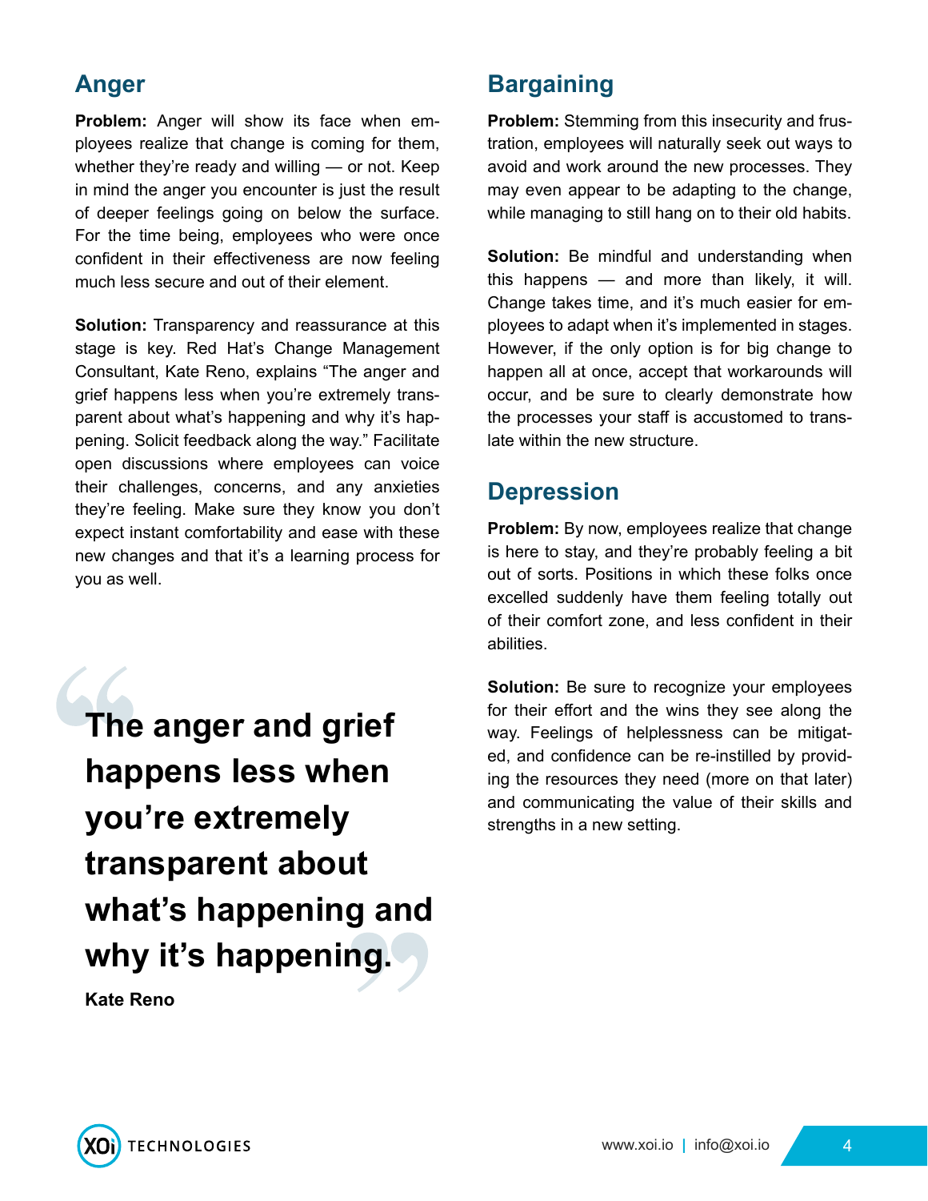## Anger

**Problem:** Anger will show its face when employees realize that change is coming for them, whether they're ready and willing — or not. Keep in mind the anger you encounter is just the result of deeper feelings going on below the surface. For the time being, employees who were once confident in their effectiveness are now feeling much less secure and out of their element.

**Solution:** Transparency and reassurance at this stage is key. Red Hat's Change Management Consultant, Kate Reno, explains "The anger and grief happens less when you're extremely transparent about what's happening and why it's happening. Solicit feedback along the way." Facilitate open discussions where employees can voice their challenges, concerns, and any anxieties they're feeling. Make sure they know you don't expect instant comfortability and ease with these new changes and that it's a learning process for you as well.

> **The anger and grief happens less when you're extremely transparent about what's happening and why it's happening.**
>
> **Kate Reno**

## Bargaining

**Problem:** Stemming from this insecurity and frustration, employees will naturally seek out ways to avoid and work around the new processes. They may even appear to be adapting to the change, while managing to still hang on to their old habits.

**Solution:** Be mindful and understanding when this happens — and more than likely, it will. Change takes time, and it's much easier for employees to adapt when it's implemented in stages. However, if the only option is for big change to happen all at once, accept that workarounds will occur, and be sure to clearly demonstrate how the processes your staff is accustomed to translate within the new structure.

## Depression

**Problem:** By now, employees realize that change is here to stay, and they're probably feeling a bit out of sorts. Positions in which these folks once excelled suddenly have them feeling totally out of their comfort zone, and less confident in their abilities.

**Solution:** Be sure to recognize your employees for their effort and the wins they see along the way. Feelings of helplessness can be mitigated, and confidence can be re-instilled by providing the resources they need (more on that later) and communicating the value of their skills and strengths in a new setting.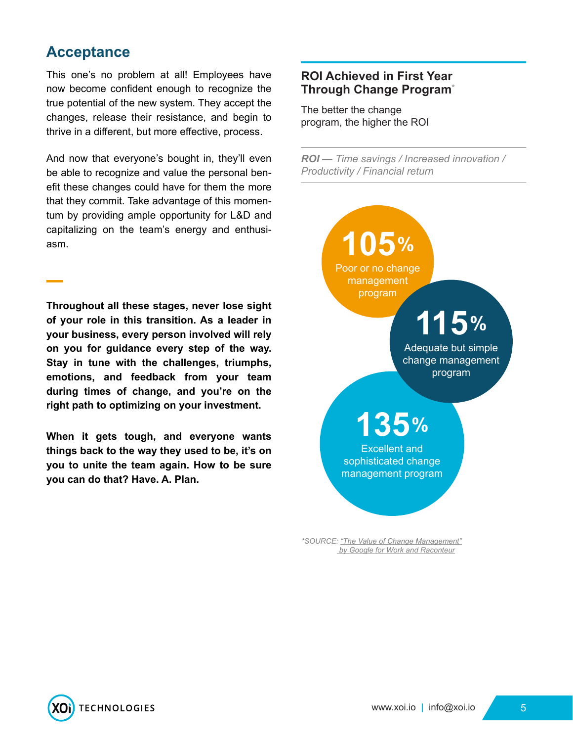## Acceptance

This one's no problem at all! Employees have now become confident enough to recognize the true potential of the new system. They accept the changes, release their resistance, and begin to thrive in a different, but more effective, process.

And now that everyone's bought in, they'll even be able to recognize and value the personal benefit these changes could have for them the more that they commit. Take advantage of this momentum by providing ample opportunity for L&D and capitalizing on the team's energy and enthusiasm.

**Throughout all these stages, never lose sight of your role in this transition. As a leader in your business, every person involved will rely on you for guidance every step of the way. Stay in tune with the challenges, triumphs, emotions, and feedback from your team during times of change, and you're on the right path to optimizing on your investment.**

**When it gets tough, and everyone wants things back to the way they used to be, it's on you to unite the team again. How to be sure you can do that? Have. A. Plan.**

### ROI Achieved in First Year Through Change Program*

The better the change program, the higher the ROI

***ROI —*** *Time savings / Increased innovation / Productivity / Financial return*

**105%** Poor or no change management program

**115%** Adequate but simple change management program

**135%** Excellent and sophisticated change management program

*\*SOURCE: "The Value of Change Management" by Google for Work and Raconteur*

XOi TECHNOLOGIES

www.xoi.io | info@xoi.io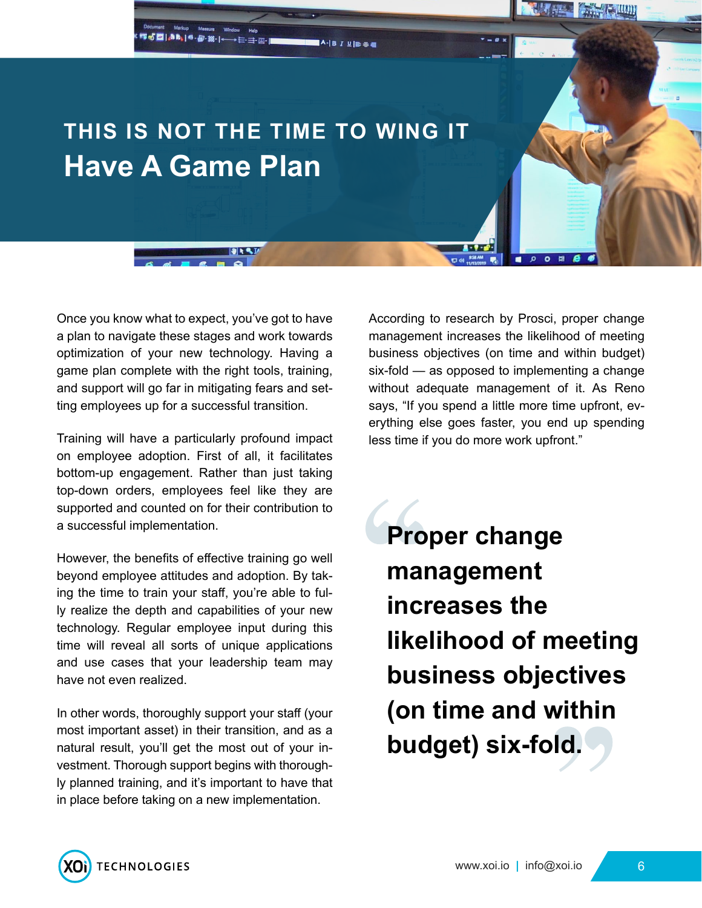## THIS IS NOT THE TIME TO WING IT

# Have A Game Plan

Once you know what to expect, you've got to have a plan to navigate these stages and work towards optimization of your new technology. Having a game plan complete with the right tools, training, and support will go far in mitigating fears and setting employees up for a successful transition.

Training will have a particularly profound impact on employee adoption. First of all, it facilitates bottom-up engagement. Rather than just taking top-down orders, employees feel like they are supported and counted on for their contribution to a successful implementation.

However, the benefits of effective training go well beyond employee attitudes and adoption. By taking the time to train your staff, you're able to fully realize the depth and capabilities of your new technology. Regular employee input during this time will reveal all sorts of unique applications and use cases that your leadership team may have not even realized.

In other words, thoroughly support your staff (your most important asset) in their transition, and as a natural result, you'll get the most out of your investment. Thorough support begins with thoroughly planned training, and it's important to have that in place before taking on a new implementation.

According to research by Prosci, proper change management increases the likelihood of meeting business objectives (on time and within budget) six-fold — as opposed to implementing a change without adequate management of it. As Reno says, "If you spend a little more time upfront, everything else goes faster, you end up spending less time if you do more work upfront."

> **Proper change management increases the likelihood of meeting business objectives (on time and within budget) six-fold.**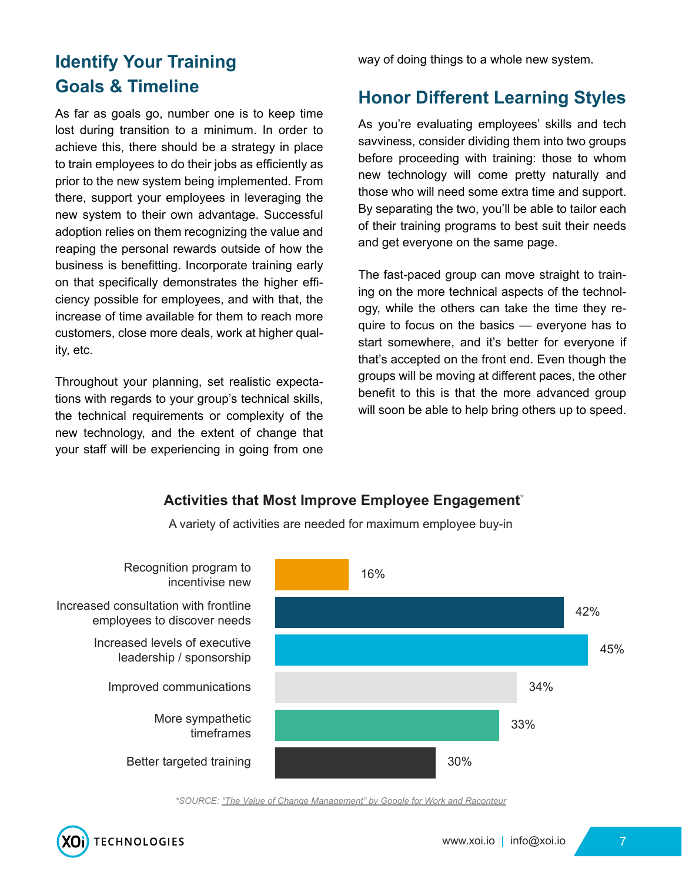## Identify Your Training Goals & Timeline

As far as goals go, number one is to keep time lost during transition to a minimum. In order to achieve this, there should be a strategy in place to train employees to do their jobs as efficiently as prior to the new system being implemented. From there, support your employees in leveraging the new system to their own advantage. Successful adoption relies on them recognizing the value and reaping the personal rewards outside of how the business is benefitting. Incorporate training early on that specifically demonstrates the higher efficiency possible for employees, and with that, the increase of time available for them to reach more customers, close more deals, work at higher quality, etc.

Throughout your planning, set realistic expectations with regards to your group's technical skills, the technical requirements or complexity of the new technology, and the extent of change that your staff will be experiencing in going from one way of doing things to a whole new system.

## Honor Different Learning Styles

As you're evaluating employees' skills and tech savviness, consider dividing them into two groups before proceeding with training: those to whom new technology will come pretty naturally and those who will need some extra time and support. By separating the two, you'll be able to tailor each of their training programs to best suit their needs and get everyone on the same page.

The fast-paced group can move straight to training on the more technical aspects of the technology, while the others can take the time they require to focus on the basics — everyone has to start somewhere, and it's better for everyone if that's accepted on the front end. Even though the groups will be moving at different paces, the other benefit to this is that the more advanced group will soon be able to help bring others up to speed.

**Activities that Most Improve Employee Engagement***

A variety of activities are needed for maximum employee buy-in

| Activity | Percentage |
|---|---|
| Recognition program to incentivise new | 16% |
| Increased consultation with frontline employees to discover needs | 42% |
| Increased levels of executive leadership / sponsorship | 45% |
| Improved communications | 34% |
| More sympathetic timeframes | 33% |
| Better targeted training | 30% |

*SOURCE: "The Value of Change Management" by Google for Work and Raconteur

XOi TECHNOLOGIES

www.xoi.io | info@xoi.io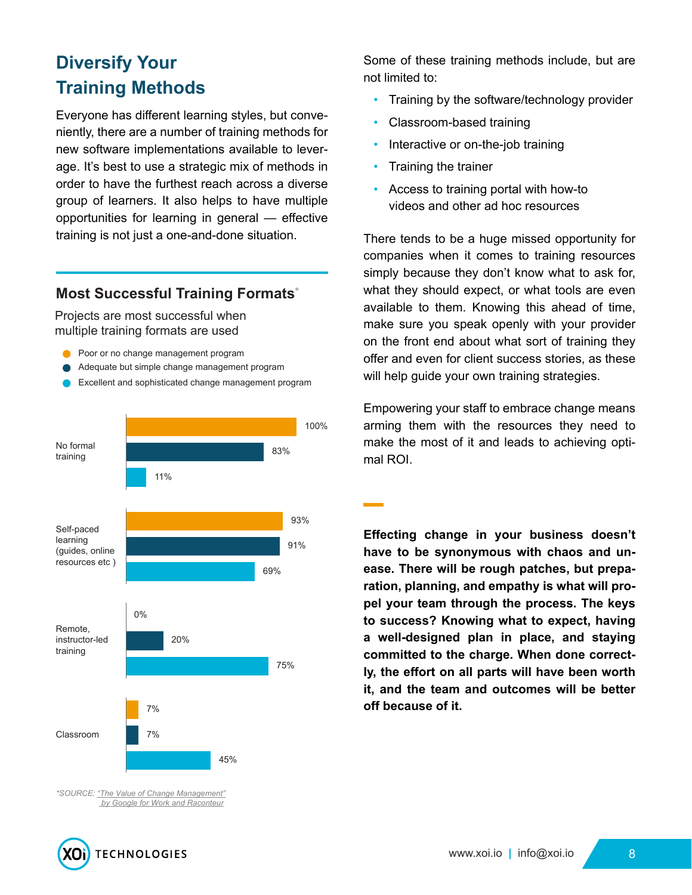## Diversify Your Training Methods

Everyone has different learning styles, but conveniently, there are a number of training methods for new software implementations available to leverage. It's best to use a strategic mix of methods in order to have the furthest reach across a diverse group of learners. It also helps to have multiple opportunities for learning in general — effective training is not just a one-and-done situation.

### Most Successful Training Formats*

Projects are most successful when multiple training formats are used

| Training format | Poor or no change management program | Adequate but simple change management program | Excellent and sophisticated change management program |
|---|---|---|---|
| No formal training | 100% | 83% | 11% |
| Self-paced learning (guides, online resources etc ) | 93% | 91% | 69% |
| Remote, instructor-led training | 0% | 20% | 75% |
| Classroom | 7% | 7% | 45% |

*SOURCE: "The Value of Change Management" by Google for Work and Raconteur

Some of these training methods include, but are not limited to:

- Training by the software/technology provider
- Classroom-based training
- Interactive or on-the-job training
- Training the trainer
- Access to training portal with how-to videos and other ad hoc resources

There tends to be a huge missed opportunity for companies when it comes to training resources simply because they don't know what to ask for, what they should expect, or what tools are even available to them. Knowing this ahead of time, make sure you speak openly with your provider on the front end about what sort of training they offer and even for client success stories, as these will help guide your own training strategies.

Empowering your staff to embrace change means arming them with the resources they need to make the most of it and leads to achieving optimal ROI.

**Effecting change in your business doesn't have to be synonymous with chaos and unease. There will be rough patches, but preparation, planning, and empathy is what will propel your team through the process. The keys to success? Knowing what to expect, having a well-designed plan in place, and staying committed to the charge. When done correctly, the effort on all parts will have been worth it, and the team and outcomes will be better off because of it.**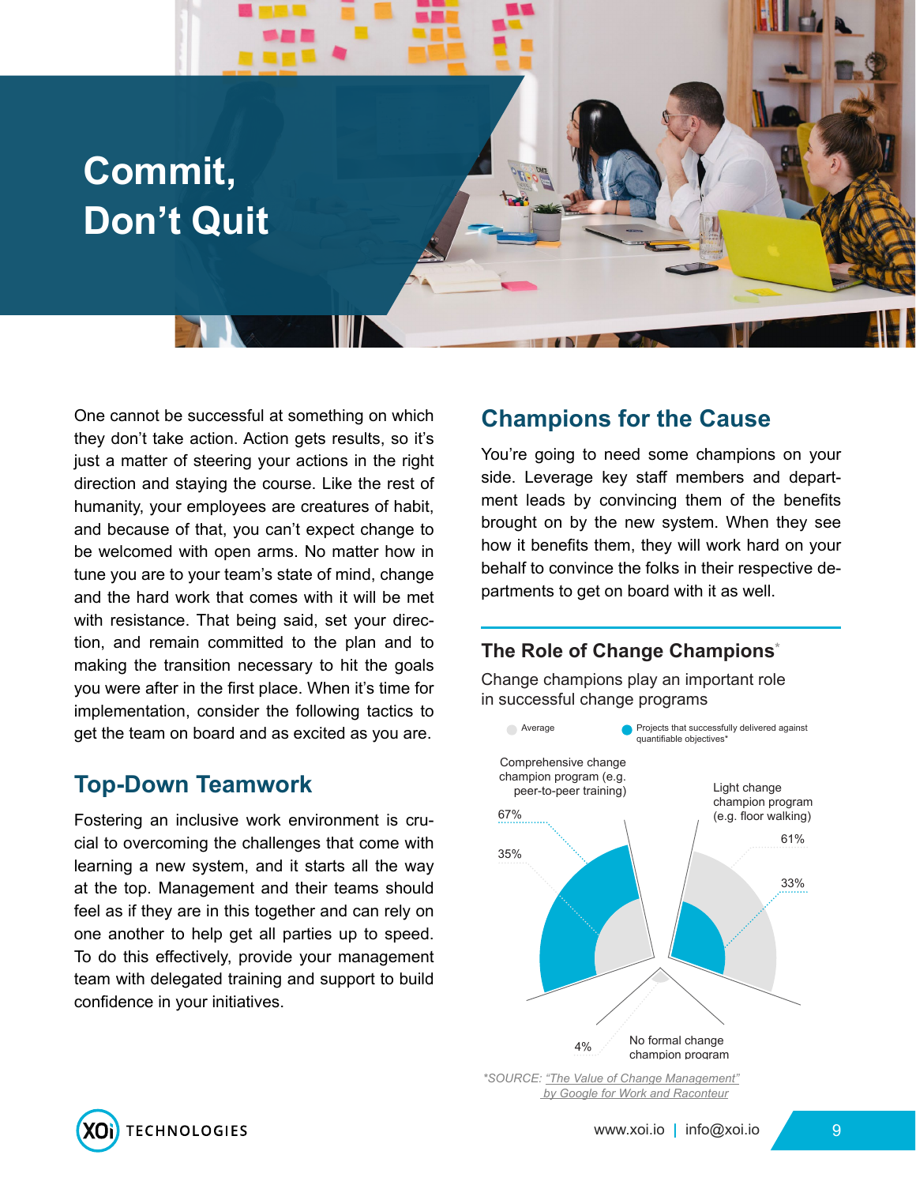# Commit, Don't Quit

One cannot be successful at something on which they don't take action. Action gets results, so it's just a matter of steering your actions in the right direction and staying the course. Like the rest of humanity, your employees are creatures of habit, and because of that, you can't expect change to be welcomed with open arms. No matter how in tune you are to your team's state of mind, change and the hard work that comes with it will be met with resistance. That being said, set your direction, and remain committed to the plan and to making the transition necessary to hit the goals you were after in the first place. When it's time for implementation, consider the following tactics to get the team on board and as excited as you are.

## Top-Down Teamwork

Fostering an inclusive work environment is crucial to overcoming the challenges that come with learning a new system, and it starts all the way at the top. Management and their teams should feel as if they are in this together and can rely on one another to help get all parties up to speed. To do this effectively, provide your management team with delegated training and support to build confidence in your initiatives.

## Champions for the Cause

You're going to need some champions on your side. Leverage key staff members and department leads by convincing them of the benefits brought on by the new system. When they see how it benefits them, they will work hard on your behalf to convince the folks in their respective departments to get on board with it as well.

### The Role of Change Champions*

Change champions play an important role in successful change programs

| | Average | Projects that successfully delivered against quantifiable objectives* |
|---|---|---|
| Comprehensive change champion program (e.g. peer-to-peer training) | 35% | 67% |
| Light change champion program (e.g. floor walking) | 61% | 33% |
| No formal change champion program | | 4% |

*SOURCE: "The Value of Change Management" by Google for Work and Raconteur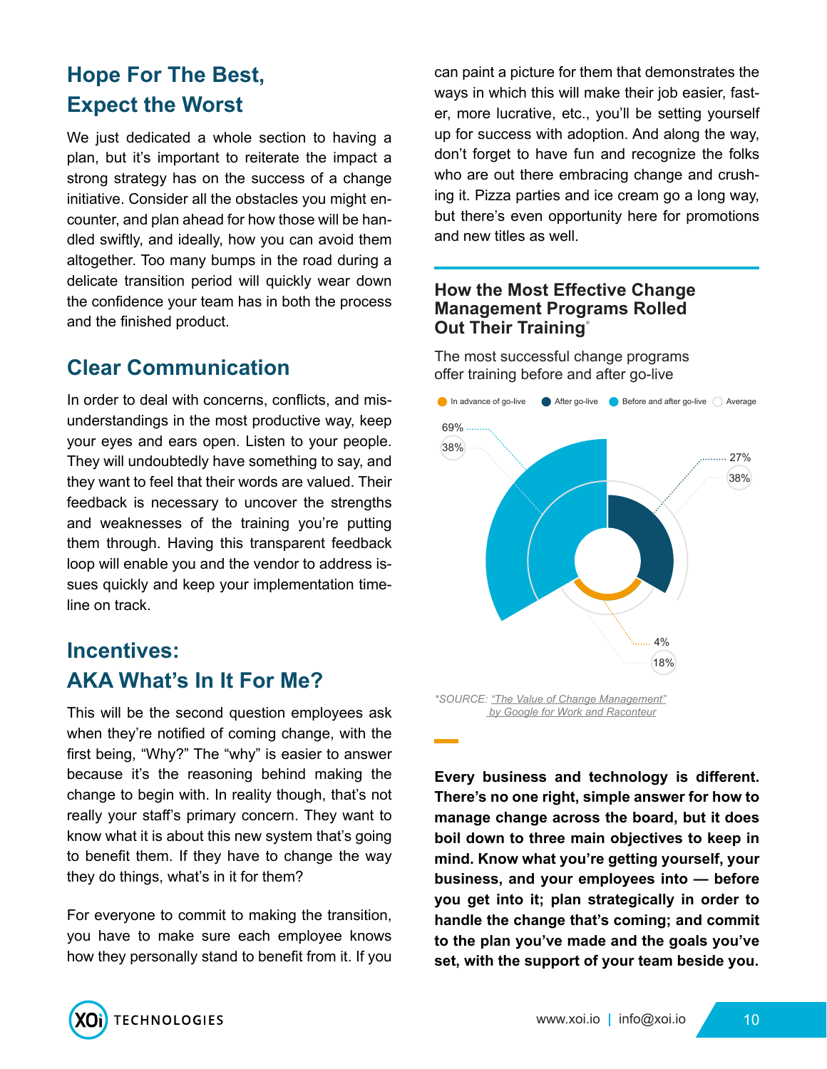## Hope For The Best, Expect the Worst

We just dedicated a whole section to having a plan, but it's important to reiterate the impact a strong strategy has on the success of a change initiative. Consider all the obstacles you might encounter, and plan ahead for how those will be handled swiftly, and ideally, how you can avoid them altogether. Too many bumps in the road during a delicate transition period will quickly wear down the confidence your team has in both the process and the finished product.

## Clear Communication

In order to deal with concerns, conflicts, and misunderstandings in the most productive way, keep your eyes and ears open. Listen to your people. They will undoubtedly have something to say, and they want to feel that their words are valued. Their feedback is necessary to uncover the strengths and weaknesses of the training you're putting them through. Having this transparent feedback loop will enable you and the vendor to address issues quickly and keep your implementation timeline on track.

## Incentives: AKA What's In It For Me?

This will be the second question employees ask when they're notified of coming change, with the first being, "Why?" The "why" is easier to answer because it's the reasoning behind making the change to begin with. In reality though, that's not really your staff's primary concern. They want to know what it is about this new system that's going to benefit them. If they have to change the way they do things, what's in it for them?

For everyone to commit to making the transition, you have to make sure each employee knows how they personally stand to benefit from it. If you can paint a picture for them that demonstrates the ways in which this will make their job easier, faster, more lucrative, etc., you'll be setting yourself up for success with adoption. And along the way, don't forget to have fun and recognize the folks who are out there embracing change and crushing it. Pizza parties and ice cream go a long way, but there's even opportunity here for promotions and new titles as well.

### How the Most Effective Change Management Programs Rolled Out Their Training*

The most successful change programs offer training before and after go-live

In advance of go-live
After go-live
Before and after go-live
Average

69%
38%
27%
38%
4%
18%

*SOURCE: "The Value of Change Management" by Google for Work and Raconteur

**Every business and technology is different. There's no one right, simple answer for how to manage change across the board, but it does boil down to three main objectives to keep in mind. Know what you're getting yourself, your business, and your employees into — before you get into it; plan strategically in order to handle the change that's coming; and commit to the plan you've made and the goals you've set, with the support of your team beside you.**

XOi TECHNOLOGIES

www.xoi.io | info@xoi.io